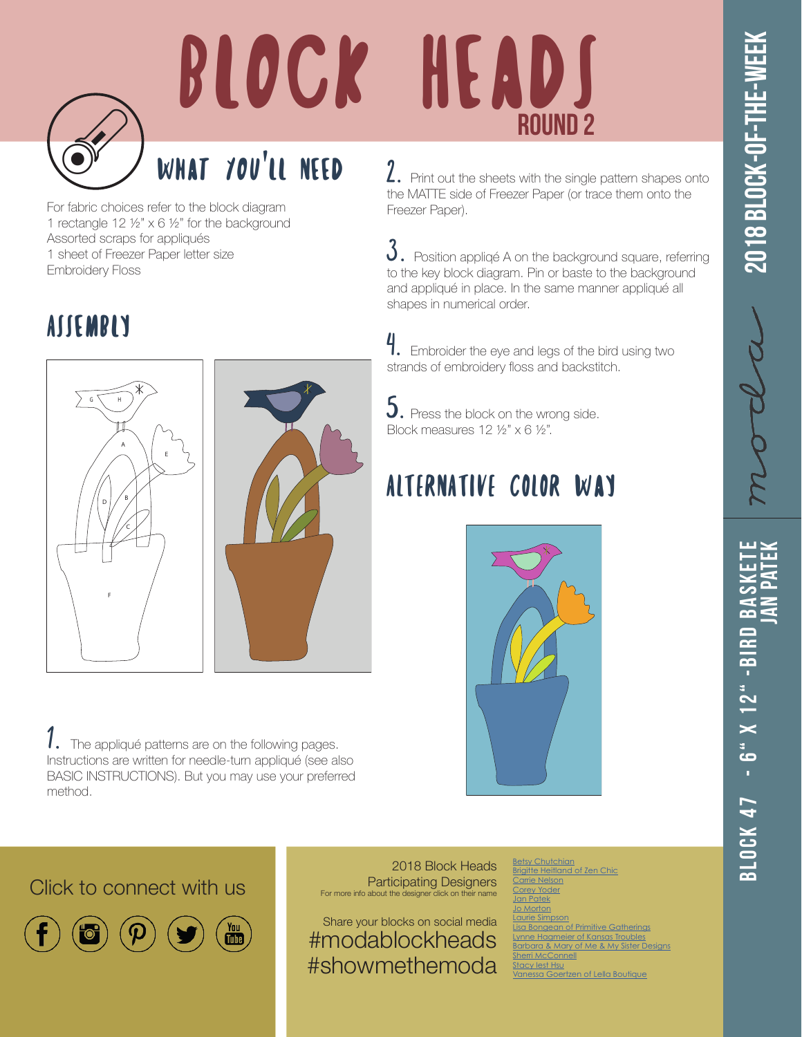# BLOCK HEADS

ROUND 2

2018 BLOCK-OF-THE-WEEK

moda

BLOCK 47 - 6" X 12" -BIRD BASKETE
JAN PATEK

## WHAT YOU'LL NEED

For fabric choices refer to the block diagram
1 rectangle 12 ½" x 6 ½" for the background
Assorted scraps for appliqués
1 sheet of Freezer Paper letter size
Embroidery Floss

## ASSEMBLY

G
H
A
E
D
B
C
F

1. The appliqué patterns are on the following pages. Instructions are written for needle-turn appliqué (see also BASIC INSTRUCTIONS). But you may use your preferred method.

2. Print out the sheets with the single pattern shapes onto the MATTE side of Freezer Paper (or trace them onto the Freezer Paper).

3. Position appliqé A on the background square, referring to the key block diagram. Pin or baste to the background and appliqué in place. In the same manner appliqué all shapes in numerical order.

4. Embroider the eye and legs of the bird using two strands of embroidery floss and backstitch.

5. Press the block on the wrong side. Block measures 12 ½" x 6 ½".

## ALTERNATIVE COLOR WAY

Click to connect with us

2018 Block Heads
Participating Designers
For more info about the designer click on their name

Share your blocks on social media
#modablockheads
#showmethemoda

Betsy Chutchian
Brigitte Heitland of Zen Chic
Carrie Nelson
Corey Yoder
Jan Patek
Jo Morton
Laurie Simpson
Lisa Bongean of Primitive Gatherings
Lynne Hagmeier of Kansas Troubles
Barbara & Mary of Me & My Sister Designs
Sherri McConnell
Stacy Iest Hsu
Vanessa Goertzen of Lella Boutique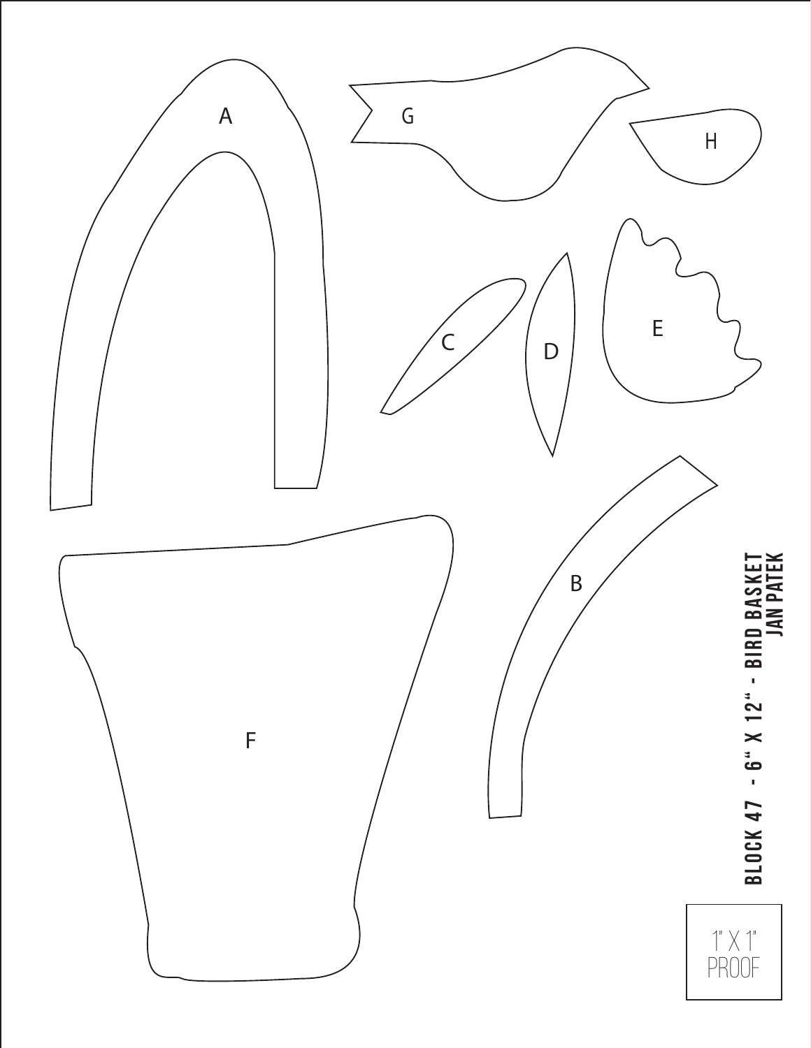A

G

H

C

D

E

B

F

**BLOCK 47 - 6" X 12" - BIRD BASKET**
**JAN PATEK**

1" X 1"
PROOF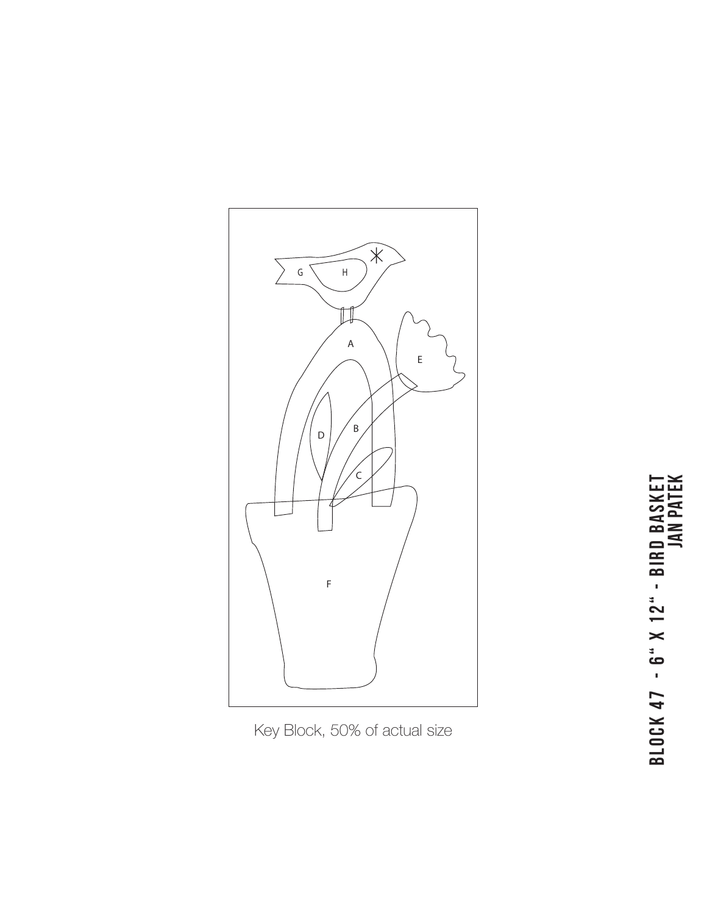G

H

A

E

D

B

C

F

Key Block, 50% of actual size

**BLOCK 47 - 6" X 12" - BIRD BASKET**
**JAN PATEK**